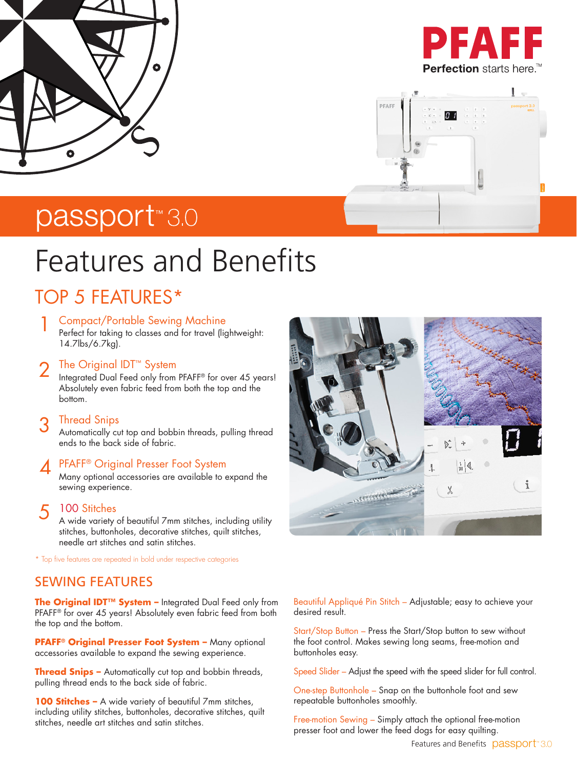PFAFF

Perfection starts here.™

# passport™ 3.0

# Features and Benefits

## TOP 5 FEATURES*

1. **Compact/Portable Sewing Machine**
   Perfect for taking to classes and for travel (lightweight: 14.7lbs/6.7kg).

2. **The Original IDT™ System**
   Integrated Dual Feed only from PFAFF® for over 45 years! Absolutely even fabric feed from both the top and the bottom.

3. **Thread Snips**
   Automatically cut top and bobbin threads, pulling thread ends to the back side of fabric.

4. **PFAFF® Original Presser Foot System**
   Many optional accessories are available to expand the sewing experience.

5. **100 Stitches**
   A wide variety of beautiful 7mm stitches, including utility stitches, buttonholes, decorative stitches, quilt stitches, needle art stitches and satin stitches.

* Top five features are repeated in bold under respective categories

## SEWING FEATURES

**The Original IDT™ System –** Integrated Dual Feed only from PFAFF® for over 45 years! Absolutely even fabric feed from both the top and the bottom.

**PFAFF® Original Presser Foot System –** Many optional accessories available to expand the sewing experience.

**Thread Snips –** Automatically cut top and bobbin threads, pulling thread ends to the back side of fabric.

**100 Stitches –** A wide variety of beautiful 7mm stitches, including utility stitches, buttonholes, decorative stitches, quilt stitches, needle art stitches and satin stitches.

Beautiful Appliqué Pin Stitch – Adjustable; easy to achieve your desired result.

Start/Stop Button – Press the Start/Stop button to sew without the foot control. Makes sewing long seams, free-motion and buttonholes easy.

Speed Slider – Adjust the speed with the speed slider for full control.

One-step Buttonhole – Snap on the buttonhole foot and sew repeatable buttonholes smoothly.

Free-motion Sewing – Simply attach the optional free-motion presser foot and lower the feed dogs for easy quilting.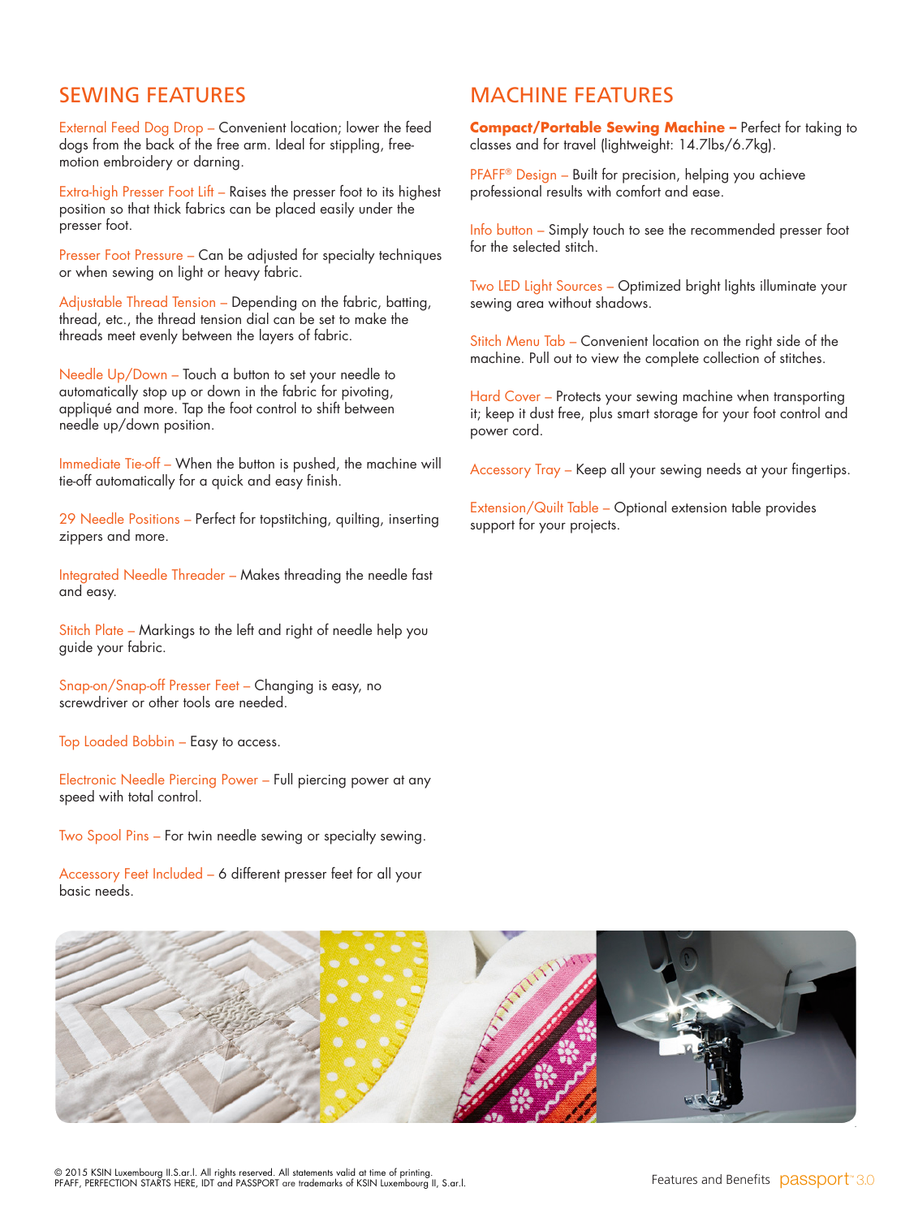## SEWING FEATURES

External Feed Dog Drop – Convenient location; lower the feed dogs from the back of the free arm. Ideal for stippling, free-motion embroidery or darning.

Extra-high Presser Foot Lift – Raises the presser foot to its highest position so that thick fabrics can be placed easily under the presser foot.

Presser Foot Pressure – Can be adjusted for specialty techniques or when sewing on light or heavy fabric.

Adjustable Thread Tension – Depending on the fabric, batting, thread, etc., the thread tension dial can be set to make the threads meet evenly between the layers of fabric.

Needle Up/Down – Touch a button to set your needle to automatically stop up or down in the fabric for pivoting, appliqué and more. Tap the foot control to shift between needle up/down position.

Immediate Tie-off – When the button is pushed, the machine will tie-off automatically for a quick and easy finish.

29 Needle Positions – Perfect for topstitching, quilting, inserting zippers and more.

Integrated Needle Threader – Makes threading the needle fast and easy.

Stitch Plate – Markings to the left and right of needle help you guide your fabric.

Snap-on/Snap-off Presser Feet – Changing is easy, no screwdriver or other tools are needed.

Top Loaded Bobbin – Easy to access.

Electronic Needle Piercing Power – Full piercing power at any speed with total control.

Two Spool Pins – For twin needle sewing or specialty sewing.

Accessory Feet Included – 6 different presser feet for all your basic needs.

## MACHINE FEATURES

**Compact/Portable Sewing Machine –** Perfect for taking to classes and for travel (lightweight: 14.7lbs/6.7kg).

PFAFF® Design – Built for precision, helping you achieve professional results with comfort and ease.

Info button – Simply touch to see the recommended presser foot for the selected stitch.

Two LED Light Sources – Optimized bright lights illuminate your sewing area without shadows.

Stitch Menu Tab – Convenient location on the right side of the machine. Pull out to view the complete collection of stitches.

Hard Cover – Protects your sewing machine when transporting it; keep it dust free, plus smart storage for your foot control and power cord.

Accessory Tray – Keep all your sewing needs at your fingertips.

Extension/Quilt Table – Optional extension table provides support for your projects.

© 2015 KSIN Luxembourg II.S.ar.l. All rights reserved. All statements valid at time of printing.
PFAFF, PERFECTION STARTS HERE, IDT and PASSPORT are trademarks of KSIN Luxembourg II, S.ar.l.

Features and Benefits passport™ 3.0